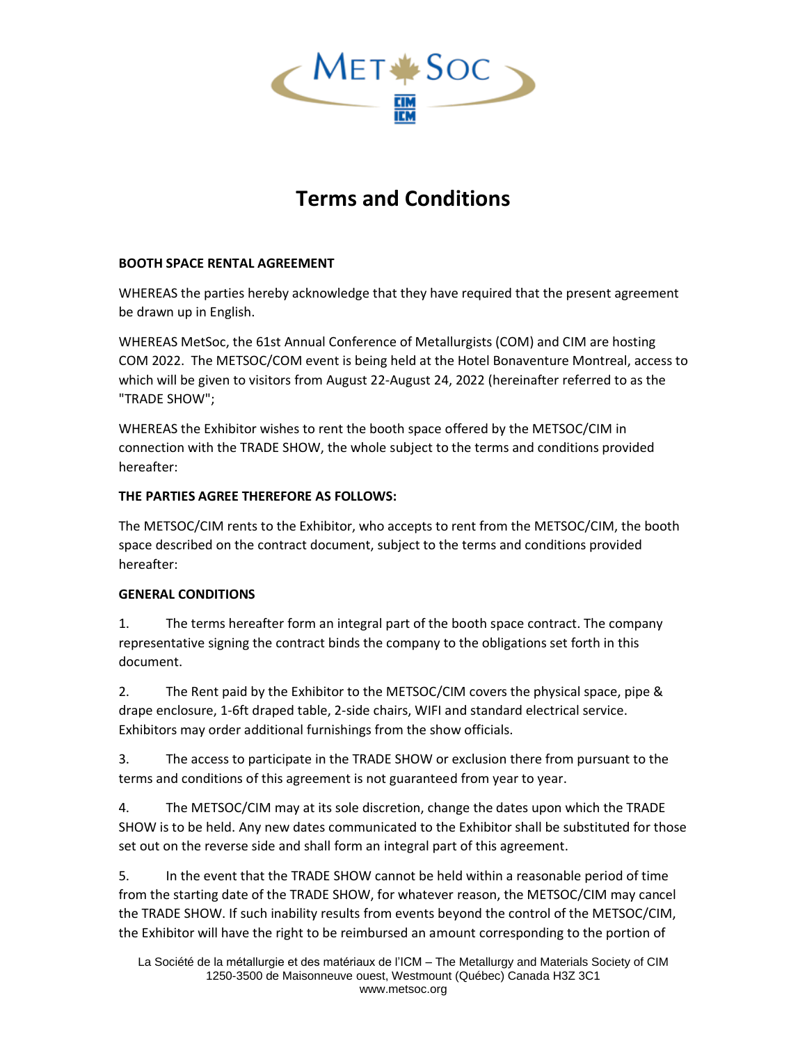# Terms and Conditions

**BOOTH SPACE RENTAL AGREEMENT**

WHEREAS the parties hereby acknowledge that they have required that the present agreement be drawn up in English.

WHEREAS MetSoc, the 61st Annual Conference of Metallurgists (COM) and CIM are hosting COM 2022. The METSOC/COM event is being held at the Hotel Bonaventure Montreal, access to which will be given to visitors from August 22-August 24, 2022 (hereinafter referred to as the "TRADE SHOW";

WHEREAS the Exhibitor wishes to rent the booth space offered by the METSOC/CIM in connection with the TRADE SHOW, the whole subject to the terms and conditions provided hereafter:

**THE PARTIES AGREE THEREFORE AS FOLLOWS:**

The METSOC/CIM rents to the Exhibitor, who accepts to rent from the METSOC/CIM, the booth space described on the contract document, subject to the terms and conditions provided hereafter:

**GENERAL CONDITIONS**

1. The terms hereafter form an integral part of the booth space contract. The company representative signing the contract binds the company to the obligations set forth in this document.

2. The Rent paid by the Exhibitor to the METSOC/CIM covers the physical space, pipe & drape enclosure, 1-6ft draped table, 2-side chairs, WIFI and standard electrical service. Exhibitors may order additional furnishings from the show officials.

3. The access to participate in the TRADE SHOW or exclusion there from pursuant to the terms and conditions of this agreement is not guaranteed from year to year.

4. The METSOC/CIM may at its sole discretion, change the dates upon which the TRADE SHOW is to be held. Any new dates communicated to the Exhibitor shall be substituted for those set out on the reverse side and shall form an integral part of this agreement.

5. In the event that the TRADE SHOW cannot be held within a reasonable period of time from the starting date of the TRADE SHOW, for whatever reason, the METSOC/CIM may cancel the TRADE SHOW. If such inability results from events beyond the control of the METSOC/CIM, the Exhibitor will have the right to be reimbursed an amount corresponding to the portion of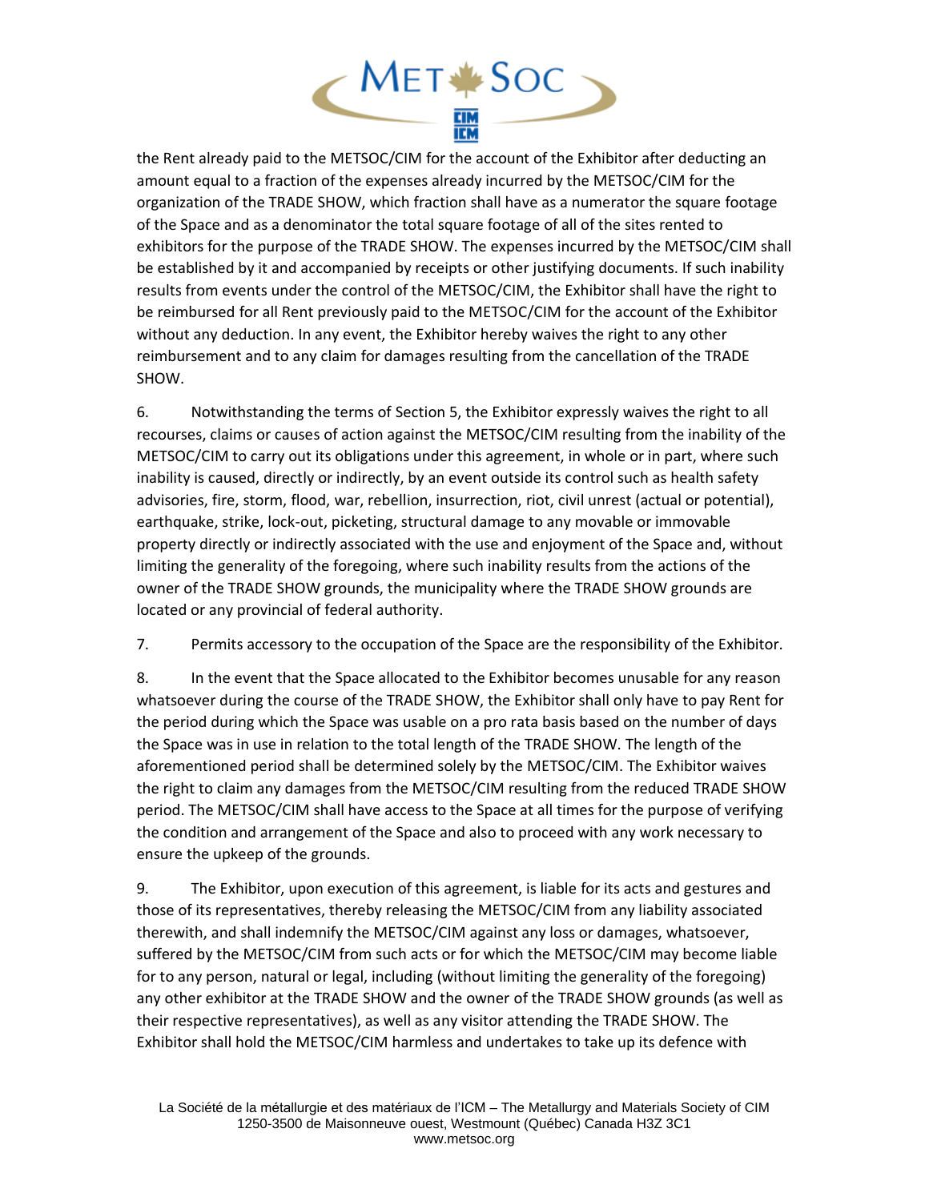the Rent already paid to the METSOC/CIM for the account of the Exhibitor after deducting an amount equal to a fraction of the expenses already incurred by the METSOC/CIM for the organization of the TRADE SHOW, which fraction shall have as a numerator the square footage of the Space and as a denominator the total square footage of all of the sites rented to exhibitors for the purpose of the TRADE SHOW. The expenses incurred by the METSOC/CIM shall be established by it and accompanied by receipts or other justifying documents. If such inability results from events under the control of the METSOC/CIM, the Exhibitor shall have the right to be reimbursed for all Rent previously paid to the METSOC/CIM for the account of the Exhibitor without any deduction. In any event, the Exhibitor hereby waives the right to any other reimbursement and to any claim for damages resulting from the cancellation of the TRADE SHOW.

6. Notwithstanding the terms of Section 5, the Exhibitor expressly waives the right to all recourses, claims or causes of action against the METSOC/CIM resulting from the inability of the METSOC/CIM to carry out its obligations under this agreement, in whole or in part, where such inability is caused, directly or indirectly, by an event outside its control such as health safety advisories, fire, storm, flood, war, rebellion, insurrection, riot, civil unrest (actual or potential), earthquake, strike, lock-out, picketing, structural damage to any movable or immovable property directly or indirectly associated with the use and enjoyment of the Space and, without limiting the generality of the foregoing, where such inability results from the actions of the owner of the TRADE SHOW grounds, the municipality where the TRADE SHOW grounds are located or any provincial of federal authority.

7. Permits accessory to the occupation of the Space are the responsibility of the Exhibitor.

8. In the event that the Space allocated to the Exhibitor becomes unusable for any reason whatsoever during the course of the TRADE SHOW, the Exhibitor shall only have to pay Rent for the period during which the Space was usable on a pro rata basis based on the number of days the Space was in use in relation to the total length of the TRADE SHOW. The length of the aforementioned period shall be determined solely by the METSOC/CIM. The Exhibitor waives the right to claim any damages from the METSOC/CIM resulting from the reduced TRADE SHOW period. The METSOC/CIM shall have access to the Space at all times for the purpose of verifying the condition and arrangement of the Space and also to proceed with any work necessary to ensure the upkeep of the grounds.

9. The Exhibitor, upon execution of this agreement, is liable for its acts and gestures and those of its representatives, thereby releasing the METSOC/CIM from any liability associated therewith, and shall indemnify the METSOC/CIM against any loss or damages, whatsoever, suffered by the METSOC/CIM from such acts or for which the METSOC/CIM may become liable for to any person, natural or legal, including (without limiting the generality of the foregoing) any other exhibitor at the TRADE SHOW and the owner of the TRADE SHOW grounds (as well as their respective representatives), as well as any visitor attending the TRADE SHOW. The Exhibitor shall hold the METSOC/CIM harmless and undertakes to take up its defence with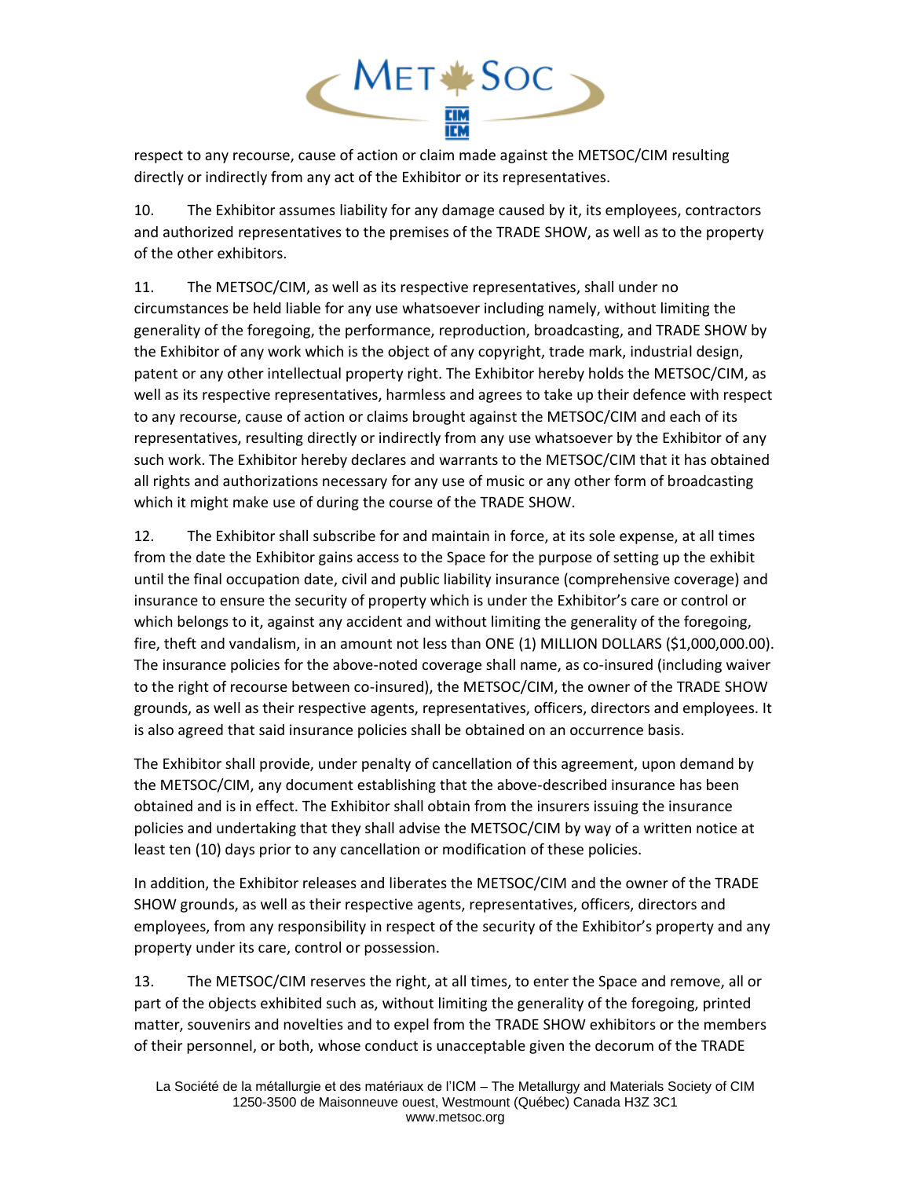respect to any recourse, cause of action or claim made against the METSOC/CIM resulting directly or indirectly from any act of the Exhibitor or its representatives.

10. The Exhibitor assumes liability for any damage caused by it, its employees, contractors and authorized representatives to the premises of the TRADE SHOW, as well as to the property of the other exhibitors.

11. The METSOC/CIM, as well as its respective representatives, shall under no circumstances be held liable for any use whatsoever including namely, without limiting the generality of the foregoing, the performance, reproduction, broadcasting, and TRADE SHOW by the Exhibitor of any work which is the object of any copyright, trade mark, industrial design, patent or any other intellectual property right. The Exhibitor hereby holds the METSOC/CIM, as well as its respective representatives, harmless and agrees to take up their defence with respect to any recourse, cause of action or claims brought against the METSOC/CIM and each of its representatives, resulting directly or indirectly from any use whatsoever by the Exhibitor of any such work. The Exhibitor hereby declares and warrants to the METSOC/CIM that it has obtained all rights and authorizations necessary for any use of music or any other form of broadcasting which it might make use of during the course of the TRADE SHOW.

12. The Exhibitor shall subscribe for and maintain in force, at its sole expense, at all times from the date the Exhibitor gains access to the Space for the purpose of setting up the exhibit until the final occupation date, civil and public liability insurance (comprehensive coverage) and insurance to ensure the security of property which is under the Exhibitor's care or control or which belongs to it, against any accident and without limiting the generality of the foregoing, fire, theft and vandalism, in an amount not less than ONE (1) MILLION DOLLARS ($1,000,000.00). The insurance policies for the above-noted coverage shall name, as co-insured (including waiver to the right of recourse between co-insured), the METSOC/CIM, the owner of the TRADE SHOW grounds, as well as their respective agents, representatives, officers, directors and employees. It is also agreed that said insurance policies shall be obtained on an occurrence basis.

The Exhibitor shall provide, under penalty of cancellation of this agreement, upon demand by the METSOC/CIM, any document establishing that the above-described insurance has been obtained and is in effect. The Exhibitor shall obtain from the insurers issuing the insurance policies and undertaking that they shall advise the METSOC/CIM by way of a written notice at least ten (10) days prior to any cancellation or modification of these policies.

In addition, the Exhibitor releases and liberates the METSOC/CIM and the owner of the TRADE SHOW grounds, as well as their respective agents, representatives, officers, directors and employees, from any responsibility in respect of the security of the Exhibitor's property and any property under its care, control or possession.

13. The METSOC/CIM reserves the right, at all times, to enter the Space and remove, all or part of the objects exhibited such as, without limiting the generality of the foregoing, printed matter, souvenirs and novelties and to expel from the TRADE SHOW exhibitors or the members of their personnel, or both, whose conduct is unacceptable given the decorum of the TRADE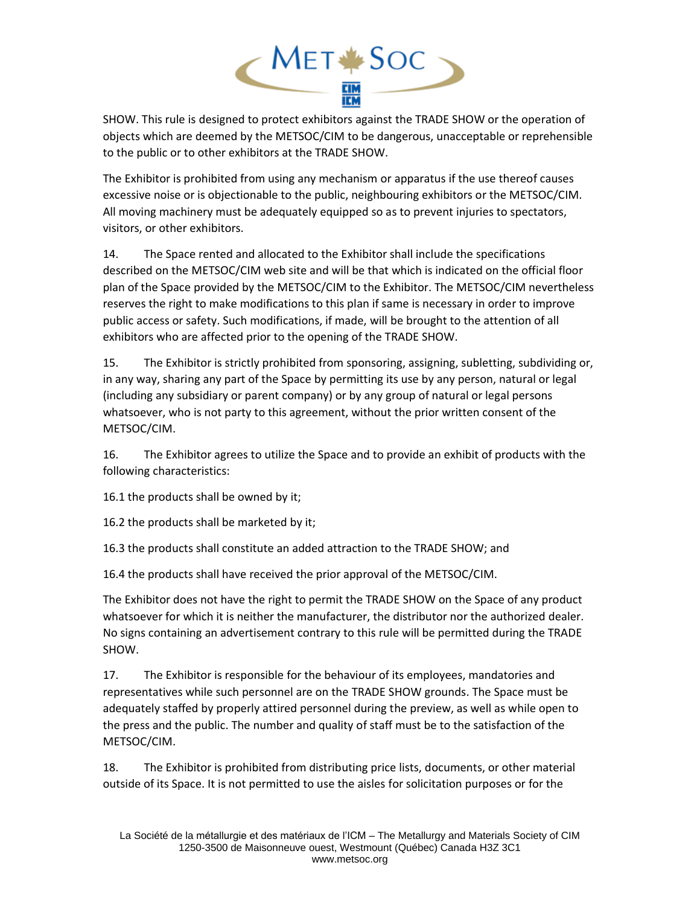SHOW. This rule is designed to protect exhibitors against the TRADE SHOW or the operation of objects which are deemed by the METSOC/CIM to be dangerous, unacceptable or reprehensible to the public or to other exhibitors at the TRADE SHOW.

The Exhibitor is prohibited from using any mechanism or apparatus if the use thereof causes excessive noise or is objectionable to the public, neighbouring exhibitors or the METSOC/CIM. All moving machinery must be adequately equipped so as to prevent injuries to spectators, visitors, or other exhibitors.

14. The Space rented and allocated to the Exhibitor shall include the specifications described on the METSOC/CIM web site and will be that which is indicated on the official floor plan of the Space provided by the METSOC/CIM to the Exhibitor. The METSOC/CIM nevertheless reserves the right to make modifications to this plan if same is necessary in order to improve public access or safety. Such modifications, if made, will be brought to the attention of all exhibitors who are affected prior to the opening of the TRADE SHOW.

15. The Exhibitor is strictly prohibited from sponsoring, assigning, subletting, subdividing or, in any way, sharing any part of the Space by permitting its use by any person, natural or legal (including any subsidiary or parent company) or by any group of natural or legal persons whatsoever, who is not party to this agreement, without the prior written consent of the METSOC/CIM.

16. The Exhibitor agrees to utilize the Space and to provide an exhibit of products with the following characteristics:

16.1 the products shall be owned by it;

16.2 the products shall be marketed by it;

16.3 the products shall constitute an added attraction to the TRADE SHOW; and

16.4 the products shall have received the prior approval of the METSOC/CIM.

The Exhibitor does not have the right to permit the TRADE SHOW on the Space of any product whatsoever for which it is neither the manufacturer, the distributor nor the authorized dealer. No signs containing an advertisement contrary to this rule will be permitted during the TRADE SHOW.

17. The Exhibitor is responsible for the behaviour of its employees, mandatories and representatives while such personnel are on the TRADE SHOW grounds. The Space must be adequately staffed by properly attired personnel during the preview, as well as while open to the press and the public. The number and quality of staff must be to the satisfaction of the METSOC/CIM.

18. The Exhibitor is prohibited from distributing price lists, documents, or other material outside of its Space. It is not permitted to use the aisles for solicitation purposes or for the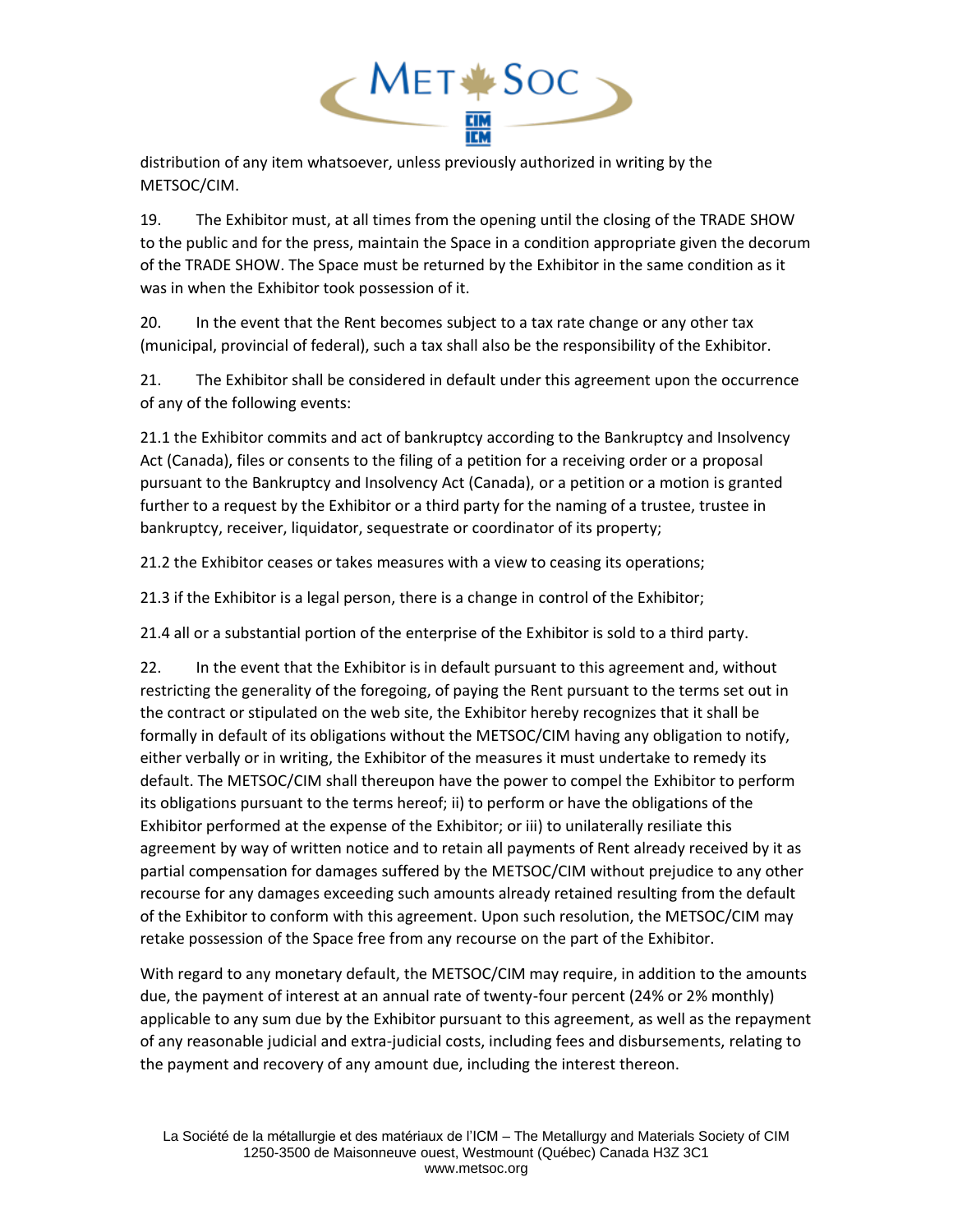distribution of any item whatsoever, unless previously authorized in writing by the METSOC/CIM.

19. The Exhibitor must, at all times from the opening until the closing of the TRADE SHOW to the public and for the press, maintain the Space in a condition appropriate given the decorum of the TRADE SHOW. The Space must be returned by the Exhibitor in the same condition as it was in when the Exhibitor took possession of it.

20. In the event that the Rent becomes subject to a tax rate change or any other tax (municipal, provincial of federal), such a tax shall also be the responsibility of the Exhibitor.

21. The Exhibitor shall be considered in default under this agreement upon the occurrence of any of the following events:

21.1 the Exhibitor commits and act of bankruptcy according to the Bankruptcy and Insolvency Act (Canada), files or consents to the filing of a petition for a receiving order or a proposal pursuant to the Bankruptcy and Insolvency Act (Canada), or a petition or a motion is granted further to a request by the Exhibitor or a third party for the naming of a trustee, trustee in bankruptcy, receiver, liquidator, sequestrate or coordinator of its property;

21.2 the Exhibitor ceases or takes measures with a view to ceasing its operations;

21.3 if the Exhibitor is a legal person, there is a change in control of the Exhibitor;

21.4 all or a substantial portion of the enterprise of the Exhibitor is sold to a third party.

22. In the event that the Exhibitor is in default pursuant to this agreement and, without restricting the generality of the foregoing, of paying the Rent pursuant to the terms set out in the contract or stipulated on the web site, the Exhibitor hereby recognizes that it shall be formally in default of its obligations without the METSOC/CIM having any obligation to notify, either verbally or in writing, the Exhibitor of the measures it must undertake to remedy its default. The METSOC/CIM shall thereupon have the power to compel the Exhibitor to perform its obligations pursuant to the terms hereof; ii) to perform or have the obligations of the Exhibitor performed at the expense of the Exhibitor; or iii) to unilaterally resiliate this agreement by way of written notice and to retain all payments of Rent already received by it as partial compensation for damages suffered by the METSOC/CIM without prejudice to any other recourse for any damages exceeding such amounts already retained resulting from the default of the Exhibitor to conform with this agreement. Upon such resolution, the METSOC/CIM may retake possession of the Space free from any recourse on the part of the Exhibitor.

With regard to any monetary default, the METSOC/CIM may require, in addition to the amounts due, the payment of interest at an annual rate of twenty-four percent (24% or 2% monthly) applicable to any sum due by the Exhibitor pursuant to this agreement, as well as the repayment of any reasonable judicial and extra-judicial costs, including fees and disbursements, relating to the payment and recovery of any amount due, including the interest thereon.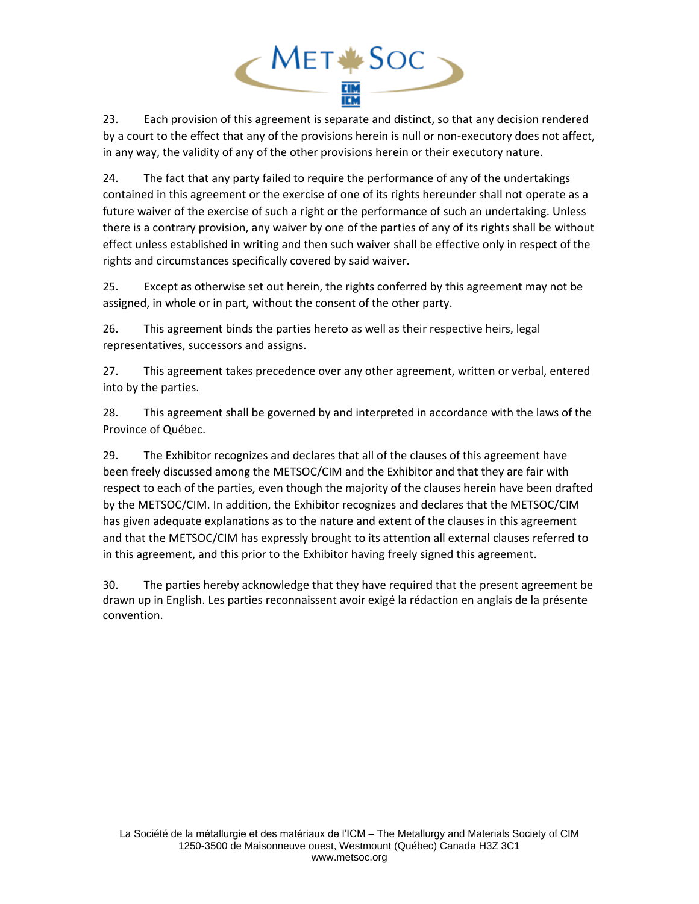23. Each provision of this agreement is separate and distinct, so that any decision rendered by a court to the effect that any of the provisions herein is null or non-executory does not affect, in any way, the validity of any of the other provisions herein or their executory nature.

24. The fact that any party failed to require the performance of any of the undertakings contained in this agreement or the exercise of one of its rights hereunder shall not operate as a future waiver of the exercise of such a right or the performance of such an undertaking. Unless there is a contrary provision, any waiver by one of the parties of any of its rights shall be without effect unless established in writing and then such waiver shall be effective only in respect of the rights and circumstances specifically covered by said waiver.

25. Except as otherwise set out herein, the rights conferred by this agreement may not be assigned, in whole or in part, without the consent of the other party.

26. This agreement binds the parties hereto as well as their respective heirs, legal representatives, successors and assigns.

27. This agreement takes precedence over any other agreement, written or verbal, entered into by the parties.

28. This agreement shall be governed by and interpreted in accordance with the laws of the Province of Québec.

29. The Exhibitor recognizes and declares that all of the clauses of this agreement have been freely discussed among the METSOC/CIM and the Exhibitor and that they are fair with respect to each of the parties, even though the majority of the clauses herein have been drafted by the METSOC/CIM. In addition, the Exhibitor recognizes and declares that the METSOC/CIM has given adequate explanations as to the nature and extent of the clauses in this agreement and that the METSOC/CIM has expressly brought to its attention all external clauses referred to in this agreement, and this prior to the Exhibitor having freely signed this agreement.

30. The parties hereby acknowledge that they have required that the present agreement be drawn up in English. Les parties reconnaissent avoir exigé la rédaction en anglais de la présente convention.